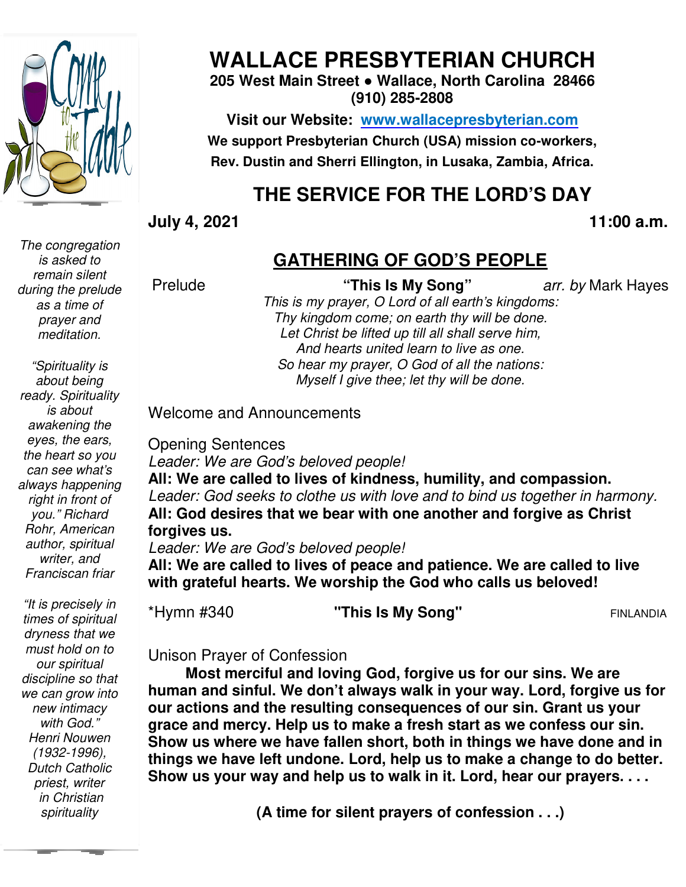# WALLACE PRESBYTERIAN CHURCH

**205 West Main Street • Wallace, North Carolina 28466**
**(910) 285-2808**

**Visit our Website: www.wallacepresbyterian.com**
**We support Presbyterian Church (USA) mission co-workers,**
**Rev. Dustin and Sherri Ellington, in Lusaka, Zambia, Africa.**

## THE SERVICE FOR THE LORD'S DAY

**July 4, 2021** **11:00 a.m.**

### GATHERING OF GOD'S PEOPLE

Prelude **"This Is My Song"** *arr. by* Mark Hayes

*This is my prayer, O Lord of all earth's kingdoms:*
*Thy kingdom come; on earth thy will be done.*
*Let Christ be lifted up till all shall serve him,*
*And hearts united learn to live as one.*
*So hear my prayer, O God of all the nations:*
*Myself I give thee; let thy will be done.*

Welcome and Announcements

Opening Sentences
*Leader: We are God's beloved people!*
**All: We are called to lives of kindness, humility, and compassion.**
*Leader: God seeks to clothe us with love and to bind us together in harmony.*
**All: God desires that we bear with one another and forgive as Christ forgives us.**
*Leader: We are God's beloved people!*
**All: We are called to lives of peace and patience. We are called to live with grateful hearts. We worship the God who calls us beloved!**

*Hymn #340 **"This Is My Song"** FINLANDIA

Unison Prayer of Confession

**Most merciful and loving God, forgive us for our sins. We are human and sinful. We don't always walk in your way. Lord, forgive us for our actions and the resulting consequences of our sin. Grant us your grace and mercy. Help us to make a fresh start as we confess our sin. Show us where we have fallen short, both in things we have done and in things we have left undone. Lord, help us to make a change to do better. Show us your way and help us to walk in it. Lord, hear our prayers. . . .**

**(A time for silent prayers of confession . . .)**

*The congregation is asked to remain silent during the prelude as a time of prayer and meditation.*

*"Spirituality is about being ready. Spirituality is about awakening the eyes, the ears, the heart so you can see what's always happening right in front of you." Richard Rohr, American author, spiritual writer, and Franciscan friar*

*"It is precisely in times of spiritual dryness that we must hold on to our spiritual discipline so that we can grow into new intimacy with God." Henri Nouwen (1932-1996), Dutch Catholic priest, writer in Christian spirituality*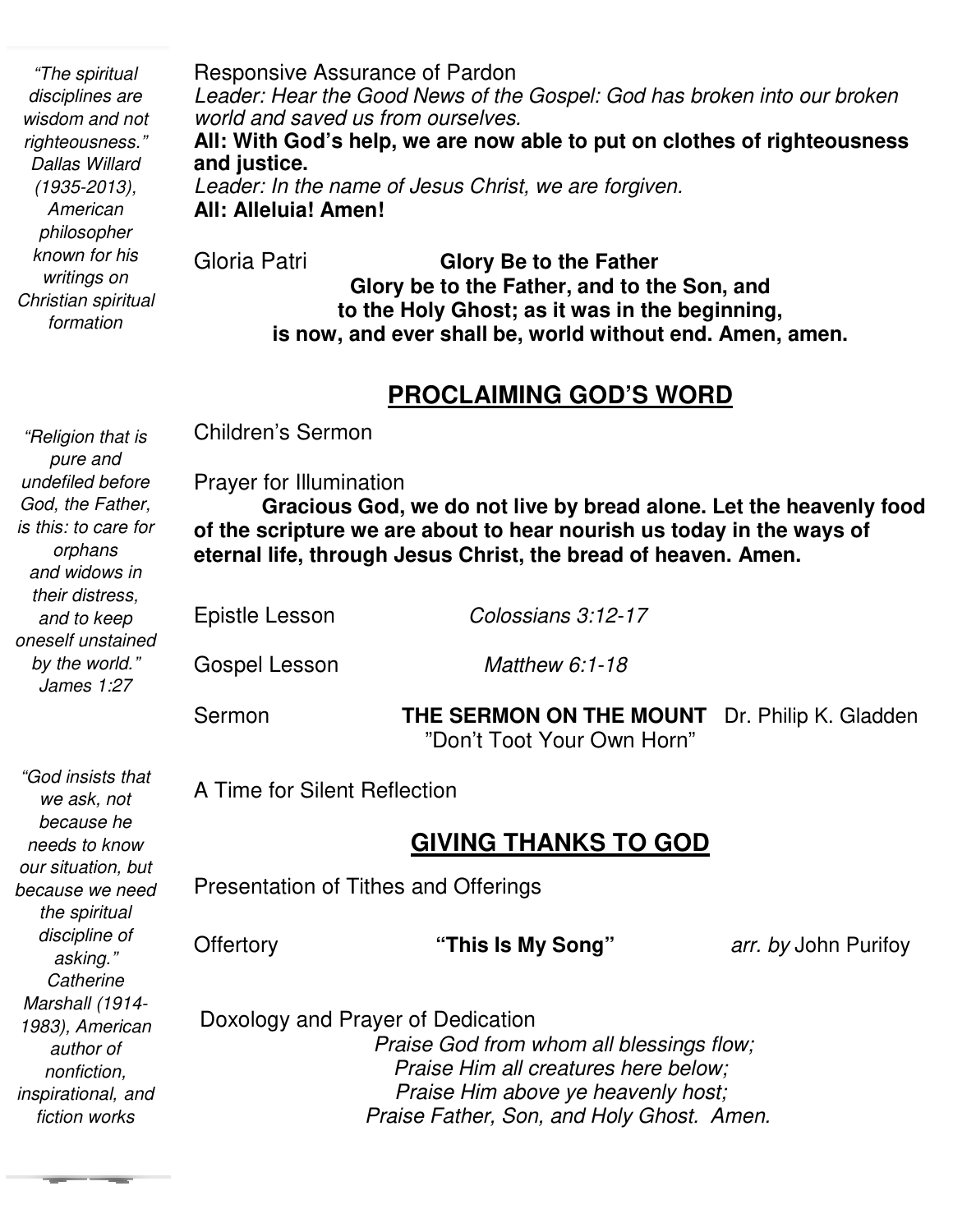Responsive Assurance of Pardon

*Leader: Hear the Good News of the Gospel: God has broken into our broken world and saved us from ourselves.*

**All: With God's help, we are now able to put on clothes of righteousness and justice.**

*Leader: In the name of Jesus Christ, we are forgiven.*

**All: Alleluia! Amen!**

Gloria Patri **Glory Be to the Father**

**Glory be to the Father, and to the Son, and to the Holy Ghost; as it was in the beginning, is now, and ever shall be, world without end. Amen, amen.**

*"The spiritual disciplines are wisdom and not righteousness." Dallas Willard (1935-2013), American philosopher known for his writings on Christian spiritual formation*

## PROCLAIMING GOD'S WORD

Children's Sermon

Prayer for Illumination

**Gracious God, we do not live by bread alone. Let the heavenly food of the scripture we are about to hear nourish us today in the ways of eternal life, through Jesus Christ, the bread of heaven. Amen.**

Epistle Lesson *Colossians 3:12-17*

Gospel Lesson *Matthew 6:1-18*

Sermon **THE SERMON ON THE MOUNT** Dr. Philip K. Gladden
"Don't Toot Your Own Horn"

A Time for Silent Reflection

*"Religion that is pure and undefiled before God, the Father, is this: to care for orphans and widows in their distress, and to keep oneself unstained by the world." James 1:27*

## GIVING THANKS TO GOD

Presentation of Tithes and Offerings

Offertory **"This Is My Song"** *arr. by* John Purifoy

Doxology and Prayer of Dedication

*Praise God from whom all blessings flow;*
*Praise Him all creatures here below;*
*Praise Him above ye heavenly host;*
*Praise Father, Son, and Holy Ghost. Amen.*

*"God insists that we ask, not because he needs to know our situation, but because we need the spiritual discipline of asking." Catherine Marshall (1914-1983), American author of nonfiction, inspirational, and fiction works*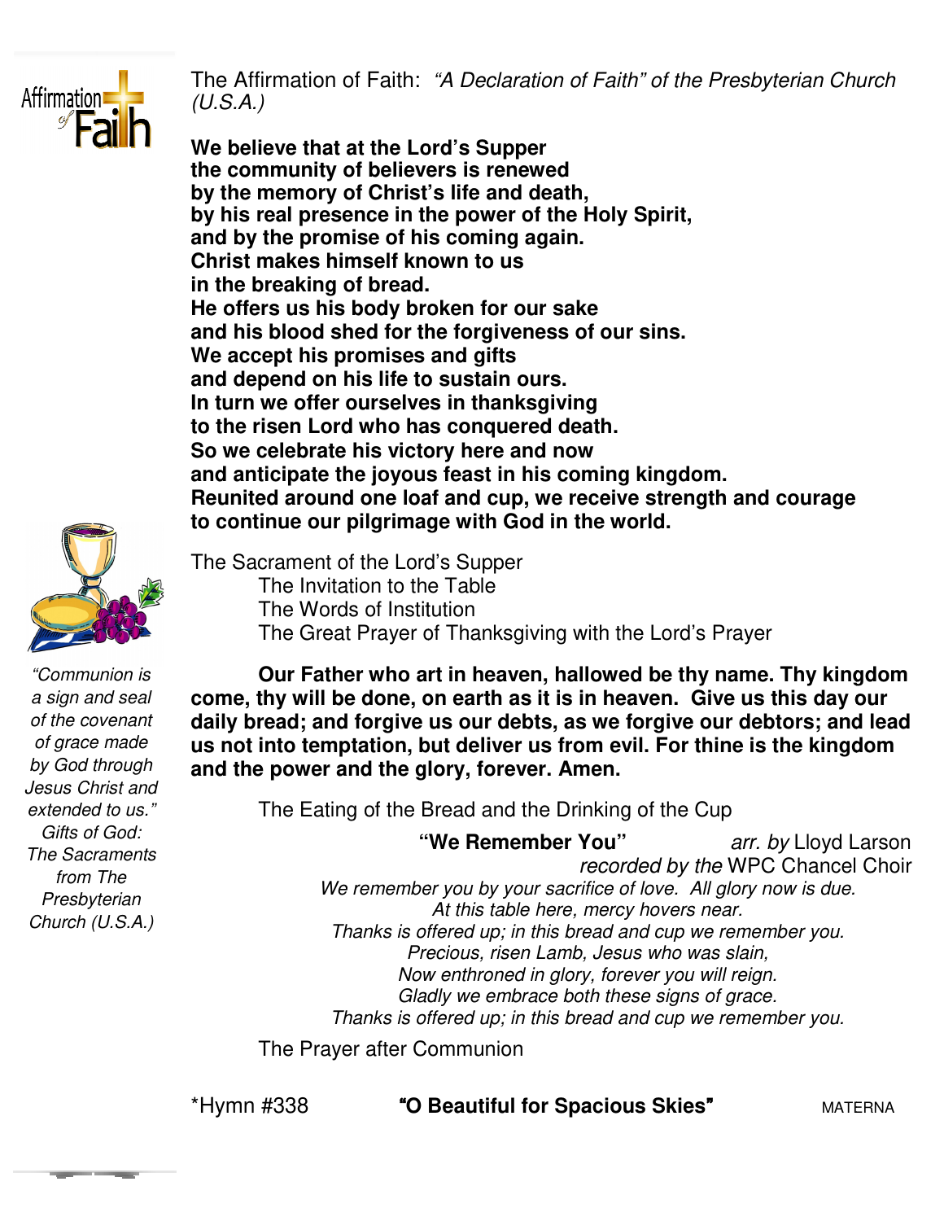The Affirmation of Faith: *"A Declaration of Faith" of the Presbyterian Church (U.S.A.)*

**We believe that at the Lord's Supper**
**the community of believers is renewed**
**by the memory of Christ's life and death,**
**by his real presence in the power of the Holy Spirit,**
**and by the promise of his coming again.**
**Christ makes himself known to us**
**in the breaking of bread.**
**He offers us his body broken for our sake**
**and his blood shed for the forgiveness of our sins.**
**We accept his promises and gifts**
**and depend on his life to sustain ours.**
**In turn we offer ourselves in thanksgiving**
**to the risen Lord who has conquered death.**
**So we celebrate his victory here and now**
**and anticipate the joyous feast in his coming kingdom.**
**Reunited around one loaf and cup, we receive strength and courage**
**to continue our pilgrimage with God in the world.**

The Sacrament of the Lord's Supper
The Invitation to the Table
The Words of Institution
The Great Prayer of Thanksgiving with the Lord's Prayer

*"Communion is a sign and seal of the covenant of grace made by God through Jesus Christ and extended to us." Gifts of God: The Sacraments from The Presbyterian Church (U.S.A.)*

**Our Father who art in heaven, hallowed be thy name. Thy kingdom come, thy will be done, on earth as it is in heaven. Give us this day our daily bread; and forgive us our debts, as we forgive our debtors; and lead us not into temptation, but deliver us from evil. For thine is the kingdom and the power and the glory, forever. Amen.**

The Eating of the Bread and the Drinking of the Cup

**"We Remember You"** *arr. by* Lloyd Larson
*recorded by the* WPC Chancel Choir

*We remember you by your sacrifice of love. All glory now is due.*
*At this table here, mercy hovers near.*
*Thanks is offered up; in this bread and cup we remember you.*
*Precious, risen Lamb, Jesus who was slain,*
*Now enthroned in glory, forever you will reign.*
*Gladly we embrace both these signs of grace.*
*Thanks is offered up; in this bread and cup we remember you.*

The Prayer after Communion

*Hymn #338 **"O Beautiful for Spacious Skies"** MATERNA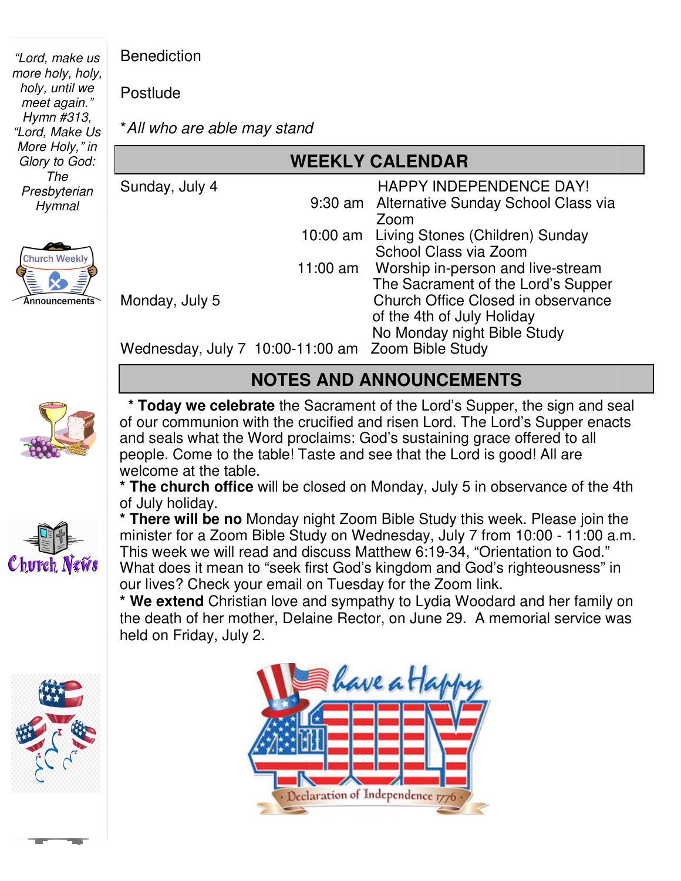*"Lord, make us more holy, holy, holy, until we meet again." Hymn #313, "Lord, Make Us More Holy," in Glory to God: The Presbyterian Hymnal*

Benediction

Postlude

*\*All who are able may stand*

## WEEKLY CALENDAR

| | | |
|---|---|---|
| Sunday, July 4 | | HAPPY INDEPENDENCE DAY! |
| | 9:30 am | Alternative Sunday School Class via Zoom |
| | 10:00 am | Living Stones (Children) Sunday School Class via Zoom |
| | 11:00 am | Worship in-person and live-stream The Sacrament of the Lord's Supper |
| Monday, July 5 | | Church Office Closed in observance of the 4th of July Holiday<br>No Monday night Bible Study |
| Wednesday, July 7 | 10:00-11:00 am | Zoom Bible Study |

## NOTES AND ANNOUNCEMENTS

\* **Today we celebrate** the Sacrament of the Lord's Supper, the sign and seal of our communion with the crucified and risen Lord. The Lord's Supper enacts and seals what the Word proclaims: God's sustaining grace offered to all people. Come to the table! Taste and see that the Lord is good! All are welcome at the table.

\* **The church office** will be closed on Monday, July 5 in observance of the 4th of July holiday.

\* **There will be no** Monday night Zoom Bible Study this week. Please join the minister for a Zoom Bible Study on Wednesday, July 7 from 10:00 - 11:00 a.m. This week we will read and discuss Matthew 6:19-34, "Orientation to God." What does it mean to "seek first God's kingdom and God's righteousness" in our lives? Check your email on Tuesday for the Zoom link.

\* **We extend** Christian love and sympathy to Lydia Woodard and her family on the death of her mother, Delaine Rector, on June 29. A memorial service was held on Friday, July 2.